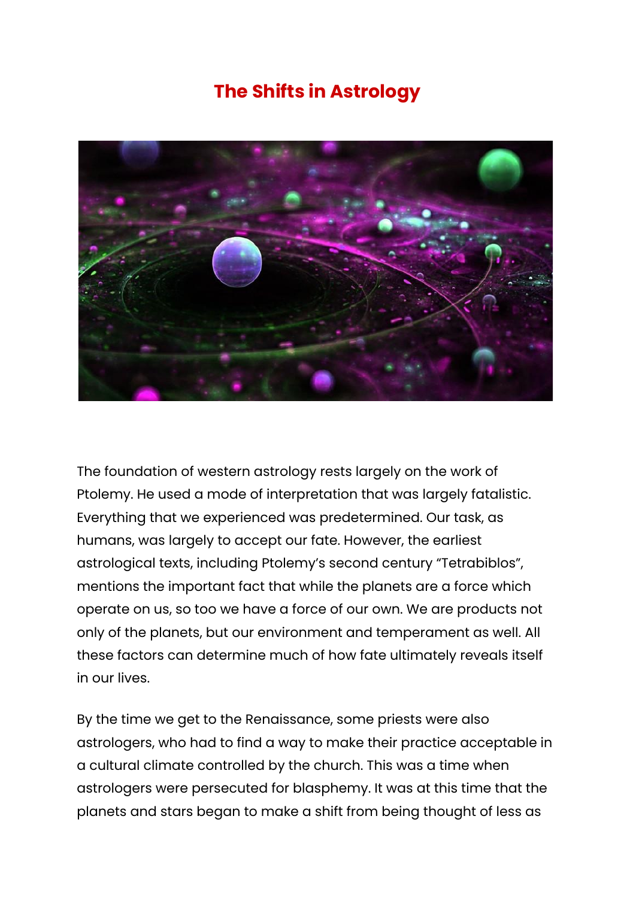# The Shifts in Astrology

The foundation of western astrology rests largely on the work of Ptolemy. He used a mode of interpretation that was largely fatalistic. Everything that we experienced was predetermined. Our task, as humans, was largely to accept our fate. However, the earliest astrological texts, including Ptolemy's second century "Tetrabiblos", mentions the important fact that while the planets are a force which operate on us, so too we have a force of our own. We are products not only of the planets, but our environment and temperament as well. All these factors can determine much of how fate ultimately reveals itself in our lives.

By the time we get to the Renaissance, some priests were also astrologers, who had to find a way to make their practice acceptable in a cultural climate controlled by the church. This was a time when astrologers were persecuted for blasphemy. It was at this time that the planets and stars began to make a shift from being thought of less as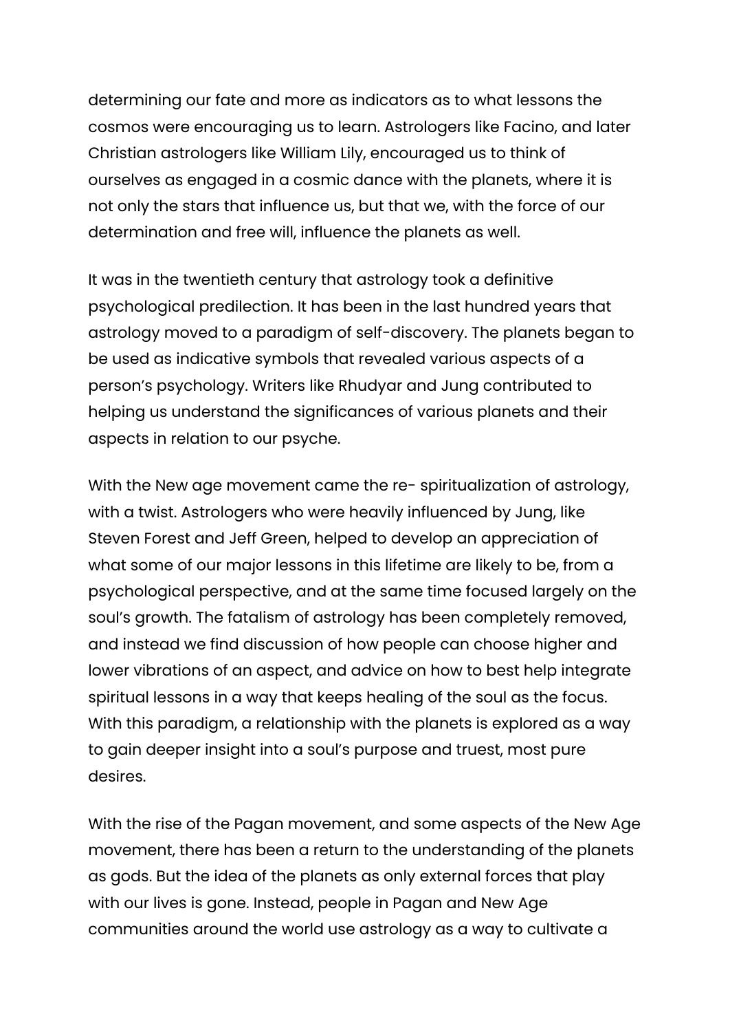determining our fate and more as indicators as to what lessons the cosmos were encouraging us to learn. Astrologers like Facino, and later Christian astrologers like William Lily, encouraged us to think of ourselves as engaged in a cosmic dance with the planets, where it is not only the stars that influence us, but that we, with the force of our determination and free will, influence the planets as well.

It was in the twentieth century that astrology took a definitive psychological predilection. It has been in the last hundred years that astrology moved to a paradigm of self-discovery. The planets began to be used as indicative symbols that revealed various aspects of a person's psychology. Writers like Rhudyar and Jung contributed to helping us understand the significances of various planets and their aspects in relation to our psyche.

With the New age movement came the re- spiritualization of astrology, with a twist. Astrologers who were heavily influenced by Jung, like Steven Forest and Jeff Green, helped to develop an appreciation of what some of our major lessons in this lifetime are likely to be, from a psychological perspective, and at the same time focused largely on the soul's growth. The fatalism of astrology has been completely removed, and instead we find discussion of how people can choose higher and lower vibrations of an aspect, and advice on how to best help integrate spiritual lessons in a way that keeps healing of the soul as the focus. With this paradigm, a relationship with the planets is explored as a way to gain deeper insight into a soul's purpose and truest, most pure desires.

With the rise of the Pagan movement, and some aspects of the New Age movement, there has been a return to the understanding of the planets as gods. But the idea of the planets as only external forces that play with our lives is gone. Instead, people in Pagan and New Age communities around the world use astrology as a way to cultivate a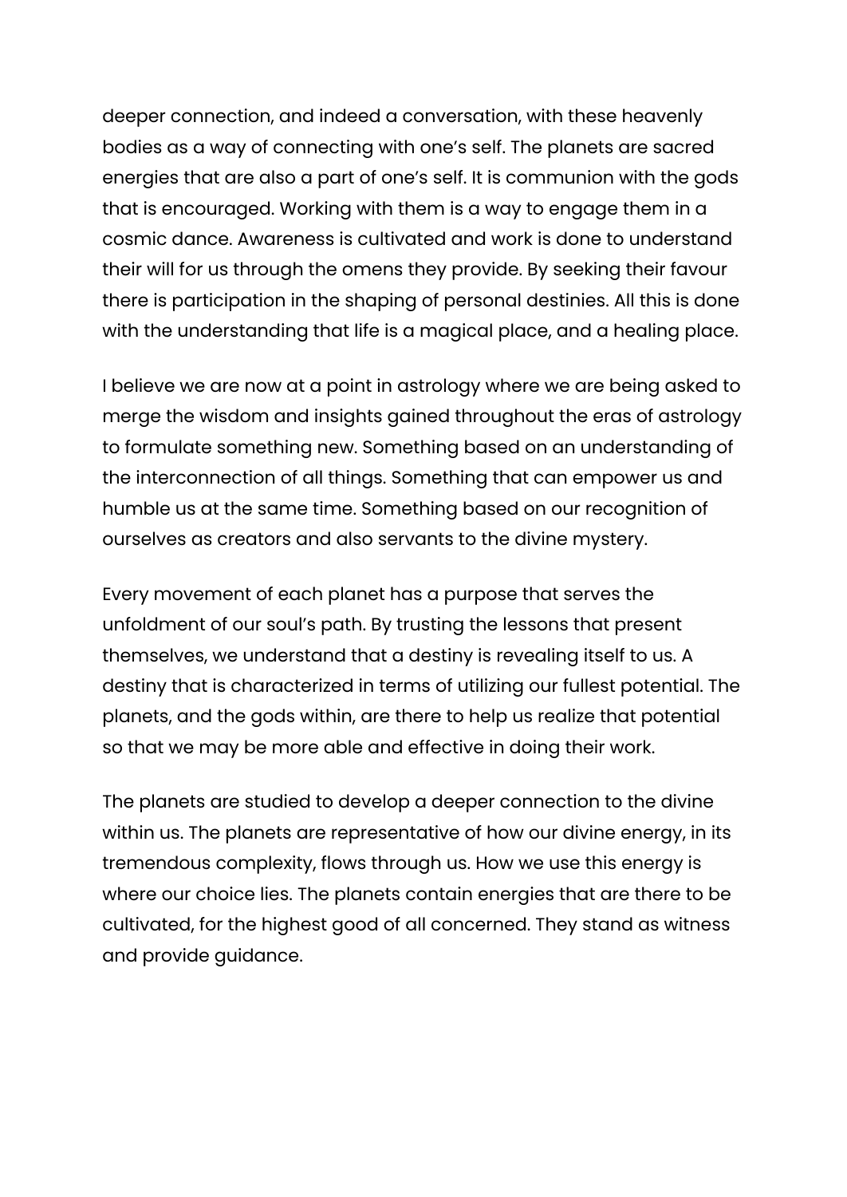deeper connection, and indeed a conversation, with these heavenly bodies as a way of connecting with one's self. The planets are sacred energies that are also a part of one's self. It is communion with the gods that is encouraged. Working with them is a way to engage them in a cosmic dance. Awareness is cultivated and work is done to understand their will for us through the omens they provide. By seeking their favour there is participation in the shaping of personal destinies. All this is done with the understanding that life is a magical place, and a healing place.

I believe we are now at a point in astrology where we are being asked to merge the wisdom and insights gained throughout the eras of astrology to formulate something new. Something based on an understanding of the interconnection of all things. Something that can empower us and humble us at the same time. Something based on our recognition of ourselves as creators and also servants to the divine mystery.

Every movement of each planet has a purpose that serves the unfoldment of our soul's path. By trusting the lessons that present themselves, we understand that a destiny is revealing itself to us. A destiny that is characterized in terms of utilizing our fullest potential. The planets, and the gods within, are there to help us realize that potential so that we may be more able and effective in doing their work.

The planets are studied to develop a deeper connection to the divine within us. The planets are representative of how our divine energy, in its tremendous complexity, flows through us. How we use this energy is where our choice lies. The planets contain energies that are there to be cultivated, for the highest good of all concerned. They stand as witness and provide guidance.